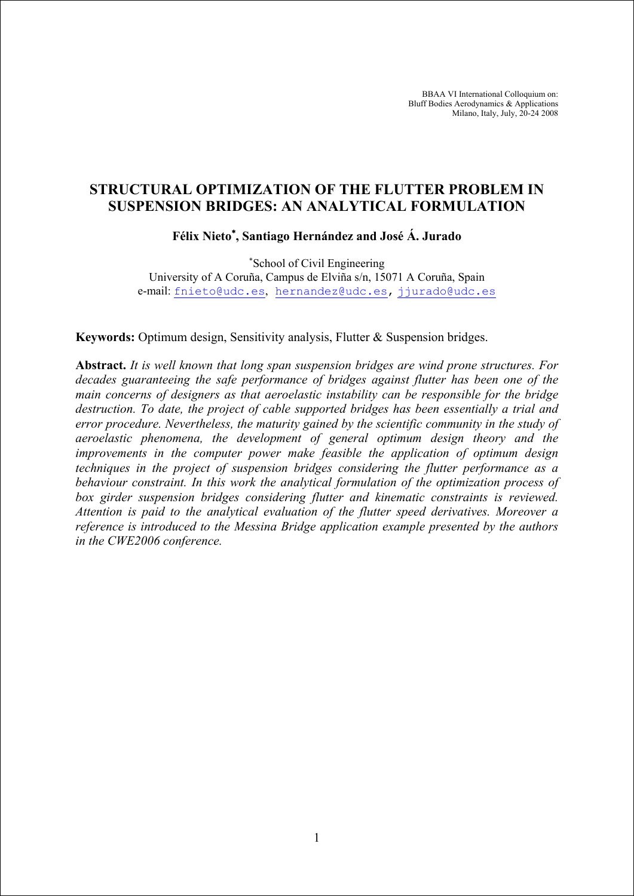BBAA VI International Colloquium on:
Bluff Bodies Aerodynamics & Applications
Milano, Italy, July, 20-24 2008

# STRUCTURAL OPTIMIZATION OF THE FLUTTER PROBLEM IN SUSPENSION BRIDGES: AN ANALYTICAL FORMULATION

**Félix Nieto[*], Santiago Hernández and José Á. Jurado**

[*]School of Civil Engineering
University of A Coruña, Campus de Elviña s/n, 15071 A Coruña, Spain
e-mail: fnieto@udc.es, hernandez@udc.es, jjurado@udc.es

**Keywords:** Optimum design, Sensitivity analysis, Flutter & Suspension bridges.

**Abstract.** *It is well known that long span suspension bridges are wind prone structures. For decades guaranteeing the safe performance of bridges against flutter has been one of the main concerns of designers as that aeroelastic instability can be responsible for the bridge destruction. To date, the project of cable supported bridges has been essentially a trial and error procedure. Nevertheless, the maturity gained by the scientific community in the study of aeroelastic phenomena, the development of general optimum design theory and the improvements in the computer power make feasible the application of optimum design techniques in the project of suspension bridges considering the flutter performance as a behaviour constraint. In this work the analytical formulation of the optimization process of box girder suspension bridges considering flutter and kinematic constraints is reviewed. Attention is paid to the analytical evaluation of the flutter speed derivatives. Moreover a reference is introduced to the Messina Bridge application example presented by the authors in the CWE2006 conference.*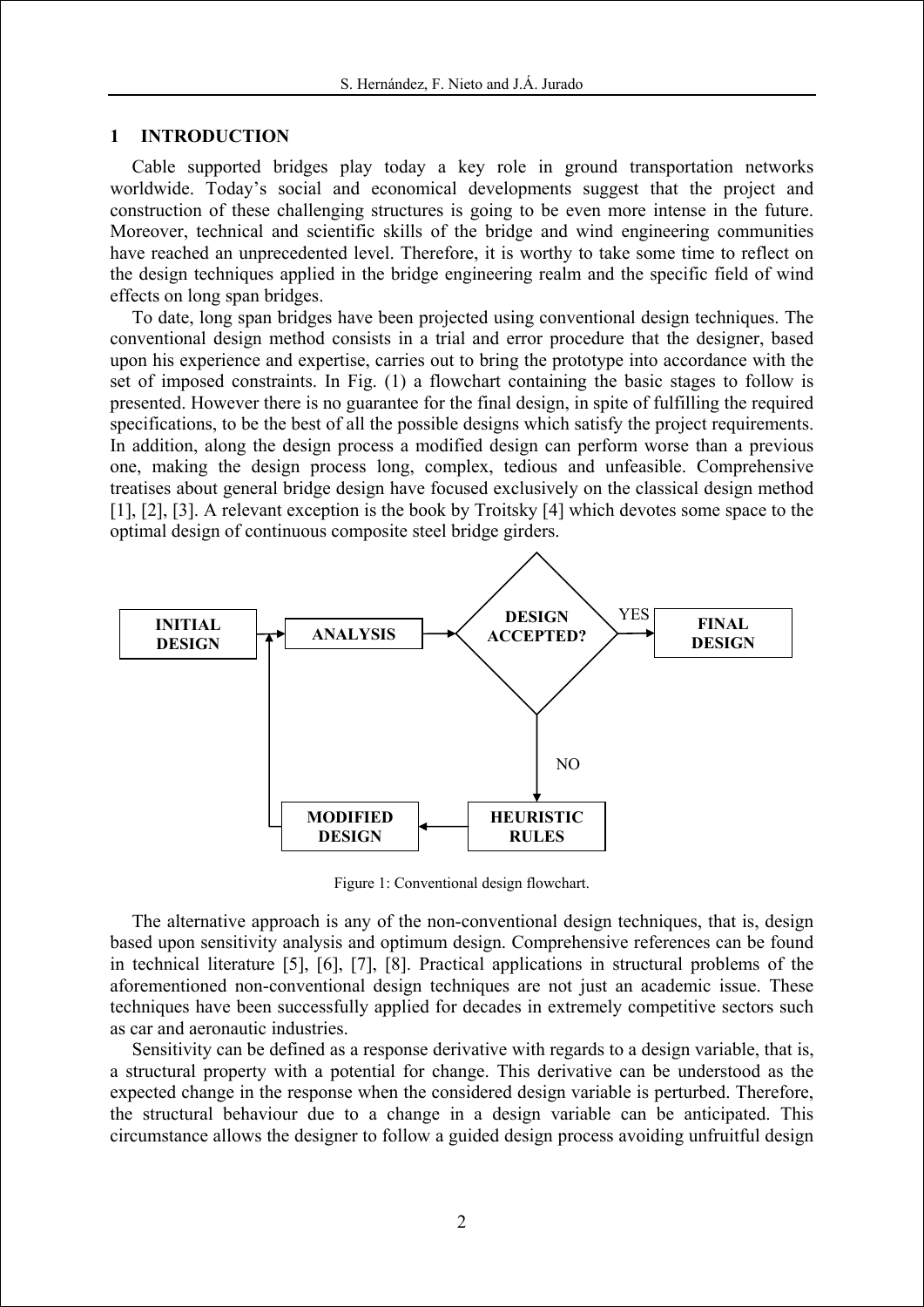## 1 INTRODUCTION

Cable supported bridges play today a key role in ground transportation networks worldwide. Today's social and economical developments suggest that the project and construction of these challenging structures is going to be even more intense in the future. Moreover, technical and scientific skills of the bridge and wind engineering communities have reached an unprecedented level. Therefore, it is worthy to take some time to reflect on the design techniques applied in the bridge engineering realm and the specific field of wind effects on long span bridges.

To date, long span bridges have been projected using conventional design techniques. The conventional design method consists in a trial and error procedure that the designer, based upon his experience and expertise, carries out to bring the prototype into accordance with the set of imposed constraints. In Fig. (1) a flowchart containing the basic stages to follow is presented. However there is no guarantee for the final design, in spite of fulfilling the required specifications, to be the best of all the possible designs which satisfy the project requirements. In addition, along the design process a modified design can perform worse than a previous one, making the design process long, complex, tedious and unfeasible. Comprehensive treatises about general bridge design have focused exclusively on the classical design method [1], [2], [3]. A relevant exception is the book by Troitsky [4] which devotes some space to the optimal design of continuous composite steel bridge girders.

```
INITIAL DESIGN -> ANALYSIS -> DESIGN ACCEPTED? --YES--> FINAL DESIGN
                     ^              |
                     |              NO
                     |              v
              MODIFIED DESIGN <- HEURISTIC RULES
```

Figure 1: Conventional design flowchart.

The alternative approach is any of the non-conventional design techniques, that is, design based upon sensitivity analysis and optimum design. Comprehensive references can be found in technical literature [5], [6], [7], [8]. Practical applications in structural problems of the aforementioned non-conventional design techniques are not just an academic issue. These techniques have been successfully applied for decades in extremely competitive sectors such as car and aeronautic industries.

Sensitivity can be defined as a response derivative with regards to a design variable, that is, a structural property with a potential for change. This derivative can be understood as the expected change in the response when the considered design variable is perturbed. Therefore, the structural behaviour due to a change in a design variable can be anticipated. This circumstance allows the designer to follow a guided design process avoiding unfruitful design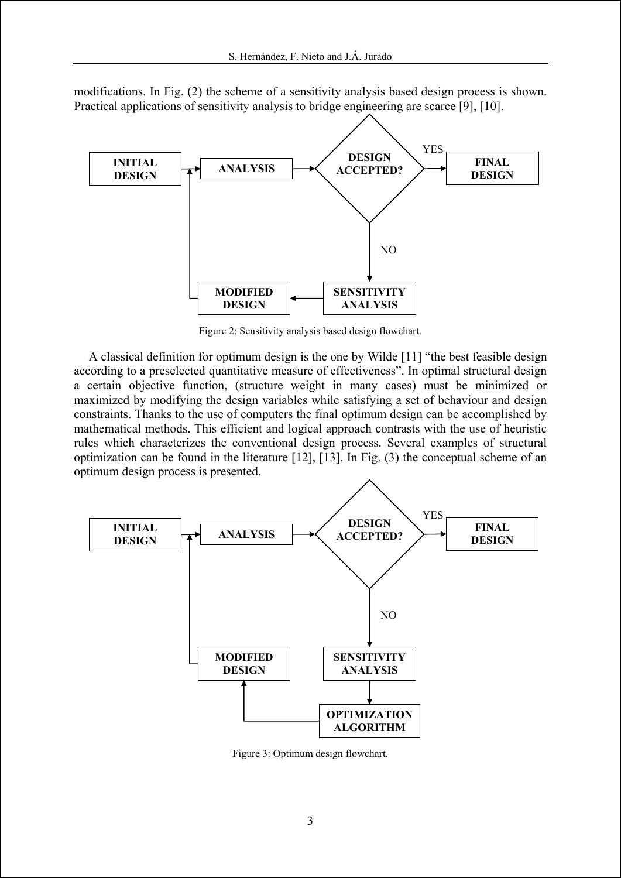modifications. In Fig. (2) the scheme of a sensitivity analysis based design process is shown. Practical applications of sensitivity analysis to bridge engineering are scarce [9], [10].

Figure 2: Sensitivity analysis based design flowchart.

A classical definition for optimum design is the one by Wilde [11] "the best feasible design according to a preselected quantitative measure of effectiveness". In optimal structural design a certain objective function, (structure weight in many cases) must be minimized or maximized by modifying the design variables while satisfying a set of behaviour and design constraints. Thanks to the use of computers the final optimum design can be accomplished by mathematical methods. This efficient and logical approach contrasts with the use of heuristic rules which characterizes the conventional design process. Several examples of structural optimization can be found in the literature [12], [13]. In Fig. (3) the conceptual scheme of an optimum design process is presented.

Figure 3: Optimum design flowchart.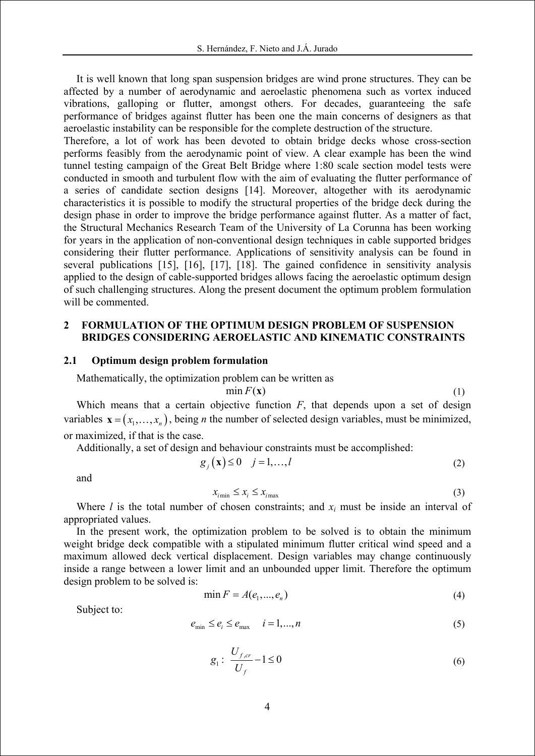It is well known that long span suspension bridges are wind prone structures. They can be affected by a number of aerodynamic and aeroelastic phenomena such as vortex induced vibrations, galloping or flutter, amongst others. For decades, guaranteeing the safe performance of bridges against flutter has been one the main concerns of designers as that aeroelastic instability can be responsible for the complete destruction of the structure.
Therefore, a lot of work has been devoted to obtain bridge decks whose cross-section performs feasibly from the aerodynamic point of view. A clear example has been the wind tunnel testing campaign of the Great Belt Bridge where 1:80 scale section model tests were conducted in smooth and turbulent flow with the aim of evaluating the flutter performance of a series of candidate section designs [14]. Moreover, altogether with its aerodynamic characteristics it is possible to modify the structural properties of the bridge deck during the design phase in order to improve the bridge performance against flutter. As a matter of fact, the Structural Mechanics Research Team of the University of La Corunna has been working for years in the application of non-conventional design techniques in cable supported bridges considering their flutter performance. Applications of sensitivity analysis can be found in several publications [15], [16], [17], [18]. The gained confidence in sensitivity analysis applied to the design of cable-supported bridges allows facing the aeroelastic optimum design of such challenging structures. Along the present document the optimum problem formulation will be commented.

## 2 FORMULATION OF THE OPTIMUM DESIGN PROBLEM OF SUSPENSION BRIDGES CONSIDERING AEROELASTIC AND KINEMATIC CONSTRAINTS

### 2.1 Optimum design problem formulation

Mathematically, the optimization problem can be written as

$$\min F(\mathbf{x}) \tag{1}$$

Which means that a certain objective function $F$, that depends upon a set of design variables $\mathbf{x} = (x_1, \ldots, x_n)$, being $n$ the number of selected design variables, must be minimized, or maximized, if that is the case.

Additionally, a set of design and behaviour constraints must be accomplished:

$$g_j(\mathbf{x}) \leq 0 \quad j = 1, \ldots, l \tag{2}$$

and

$$x_{i\min} \leq x_i \leq x_{i\max} \tag{3}$$

Where $l$ is the total number of chosen constraints; and $x_i$ must be inside an interval of appropriated values.

In the present work, the optimization problem to be solved is to obtain the minimum weight bridge deck compatible with a stipulated minimum flutter critical wind speed and a maximum allowed deck vertical displacement. Design variables may change continuously inside a range between a lower limit and an unbounded upper limit. Therefore the optimum design problem to be solved is:

$$\min F = A(e_1, ..., e_n) \tag{4}$$

Subject to:

$$e_{\min} \leq e_i \leq e_{\max} \quad i = 1, ..., n \tag{5}$$

$$g_1 : \frac{U_{f,cr}}{U_f} - 1 \leq 0 \tag{6}$$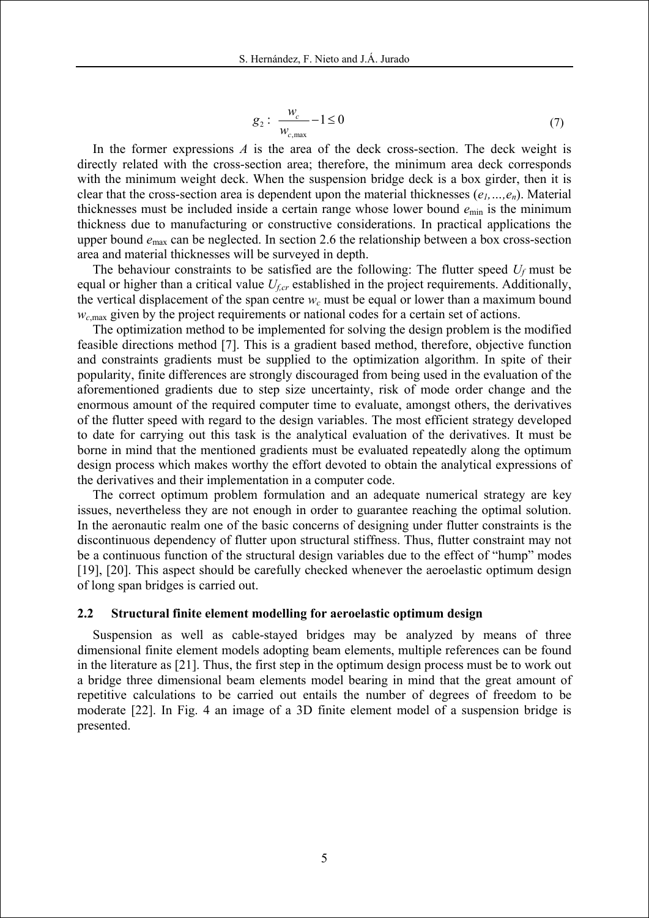$$g_2 : \frac{w_c}{w_{c,\max}} - 1 \leq 0 \tag{7}$$

In the former expressions $A$ is the area of the deck cross-section. The deck weight is directly related with the cross-section area; therefore, the minimum area deck corresponds with the minimum weight deck. When the suspension bridge deck is a box girder, then it is clear that the cross-section area is dependent upon the material thicknesses ($e_1,\dots,e_n$). Material thicknesses must be included inside a certain range whose lower bound $e_{\min}$ is the minimum thickness due to manufacturing or constructive considerations. In practical applications the upper bound $e_{\max}$ can be neglected. In section 2.6 the relationship between a box cross-section area and material thicknesses will be surveyed in depth.

The behaviour constraints to be satisfied are the following: The flutter speed $U_f$ must be equal or higher than a critical value $U_{f,cr}$ established in the project requirements. Additionally, the vertical displacement of the span centre $w_c$ must be equal or lower than a maximum bound $w_{c,\max}$ given by the project requirements or national codes for a certain set of actions.

The optimization method to be implemented for solving the design problem is the modified feasible directions method [7]. This is a gradient based method, therefore, objective function and constraints gradients must be supplied to the optimization algorithm. In spite of their popularity, finite differences are strongly discouraged from being used in the evaluation of the aforementioned gradients due to step size uncertainty, risk of mode order change and the enormous amount of the required computer time to evaluate, amongst others, the derivatives of the flutter speed with regard to the design variables. The most efficient strategy developed to date for carrying out this task is the analytical evaluation of the derivatives. It must be borne in mind that the mentioned gradients must be evaluated repeatedly along the optimum design process which makes worthy the effort devoted to obtain the analytical expressions of the derivatives and their implementation in a computer code.

The correct optimum problem formulation and an adequate numerical strategy are key issues, nevertheless they are not enough in order to guarantee reaching the optimal solution. In the aeronautic realm one of the basic concerns of designing under flutter constraints is the discontinuous dependency of flutter upon structural stiffness. Thus, flutter constraint may not be a continuous function of the structural design variables due to the effect of "hump" modes [19], [20]. This aspect should be carefully checked whenever the aeroelastic optimum design of long span bridges is carried out.

### 2.2 Structural finite element modelling for aeroelastic optimum design

Suspension as well as cable-stayed bridges may be analyzed by means of three dimensional finite element models adopting beam elements, multiple references can be found in the literature as [21]. Thus, the first step in the optimum design process must be to work out a bridge three dimensional beam elements model bearing in mind that the great amount of repetitive calculations to be carried out entails the number of degrees of freedom to be moderate [22]. In Fig. 4 an image of a 3D finite element model of a suspension bridge is presented.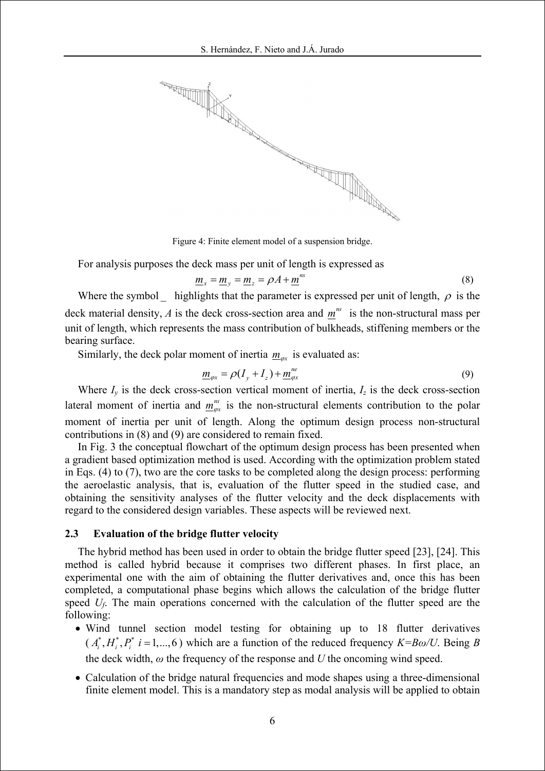Figure 4: Finite element model of a suspension bridge.

For analysis purposes the deck mass per unit of length is expressed as

$$\underline{m}_x = \underline{m}_y = \underline{m}_z = \rho A + \underline{m}^{ns} \tag{8}$$

Where the symbol _ highlights that the parameter is expressed per unit of length, $\rho$ is the deck material density, $A$ is the deck cross-section area and $\underline{m}^{ns}$ is the non-structural mass per unit of length, which represents the mass contribution of bulkheads, stiffening members or the bearing surface.

Similarly, the deck polar moment of inertia $\underline{m}_{\varphi x}$ is evaluated as:

$$\underline{m}_{\varphi x} = \rho (I_y + I_z) + \underline{m}_{\varphi x}^{ne} \tag{9}$$

Where $I_y$ is the deck cross-section vertical moment of inertia, $I_z$ is the deck cross-section lateral moment of inertia and $\underline{m}_{\varphi x}^{ns}$ is the non-structural elements contribution to the polar moment of inertia per unit of length. Along the optimum design process non-structural contributions in (8) and (9) are considered to remain fixed.

In Fig. 3 the conceptual flowchart of the optimum design process has been presented when a gradient based optimization method is used. According with the optimization problem stated in Eqs. (4) to (7), two are the core tasks to be completed along the design process: performing the aeroelastic analysis, that is, evaluation of the flutter speed in the studied case, and obtaining the sensitivity analyses of the flutter velocity and the deck displacements with regard to the considered design variables. These aspects will be reviewed next.

### 2.3 Evaluation of the bridge flutter velocity

The hybrid method has been used in order to obtain the bridge flutter speed [23], [24]. This method is called hybrid because it comprises two different phases. In first place, an experimental one with the aim of obtaining the flutter derivatives and, once this has been completed, a computational phase begins which allows the calculation of the bridge flutter speed $U_f$. The main operations concerned with the calculation of the flutter speed are the following:

- Wind tunnel section model testing for obtaining up to 18 flutter derivatives ($A_i^*, H_i^*, P_i^*$ $i = 1,...,6$) which are a function of the reduced frequency $K=B\omega/U$. Being $B$ the deck width, $\omega$ the frequency of the response and $U$ the oncoming wind speed.
- Calculation of the bridge natural frequencies and mode shapes using a three-dimensional finite element model. This is a mandatory step as modal analysis will be applied to obtain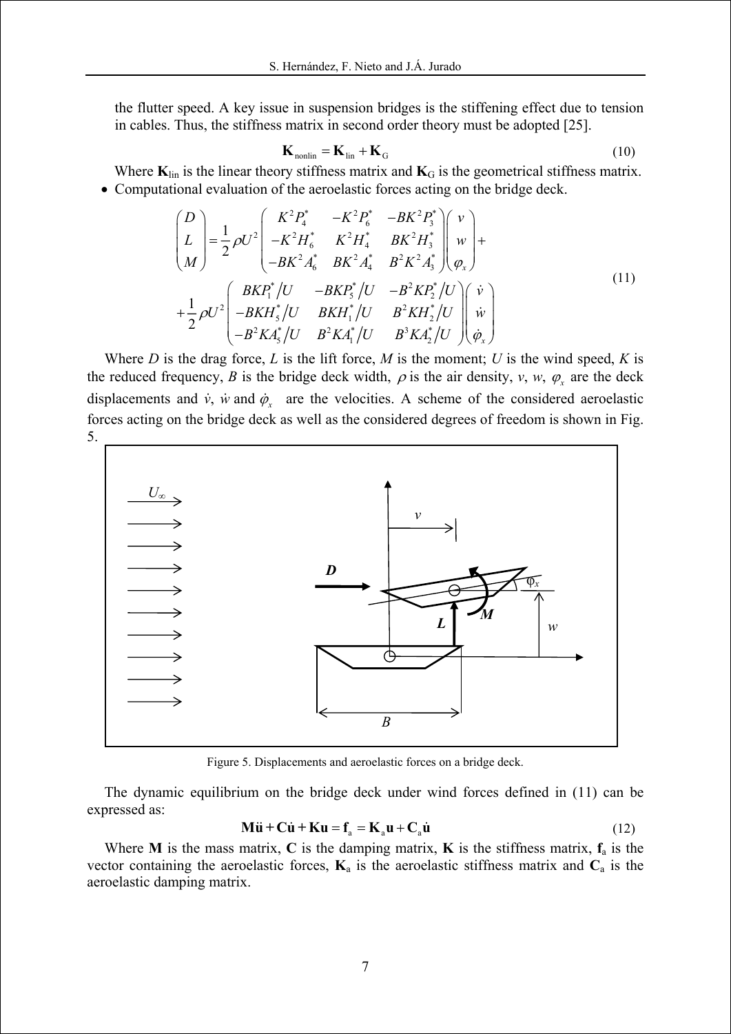the flutter speed. A key issue in suspension bridges is the stiffening effect due to tension in cables. Thus, the stiffness matrix in second order theory must be adopted [25].

$$\mathbf{K}_{\text{nonlin}} = \mathbf{K}_{\text{lin}} + \mathbf{K}_{\text{G}} \tag{10}$$

Where $\mathbf{K}_{\text{lin}}$ is the linear theory stiffness matrix and $\mathbf{K}_{\text{G}}$ is the geometrical stiffness matrix.

- Computational evaluation of the aeroelastic forces acting on the bridge deck.

$$\begin{pmatrix} D \\ L \\ M \end{pmatrix} = \frac{1}{2}\rho U^2 \begin{pmatrix} K^2 P_4^* & -K^2 P_6^* & -BK^2 P_3^* \\ -K^2 H_6^* & K^2 H_4^* & BK^2 H_3^* \\ -BK^2 A_6^* & BK^2 A_4^* & B^2 K^2 A_3^* \end{pmatrix} \begin{pmatrix} v \\ w \\ \varphi_x \end{pmatrix} + \frac{1}{2}\rho U^2 \begin{pmatrix} BKP_1^*/U & -BKP_5^*/U & -B^2 KP_2^*/U \\ -BKH_5^*/U & BKH_1^*/U & B^2 KH_2^*/U \\ -B^2 KA_5^*/U & B^2 KA_1^*/U & B^3 KA_2^*/U \end{pmatrix} \begin{pmatrix} \dot{v} \\ \dot{w} \\ \dot{\varphi}_x \end{pmatrix} \tag{11}$$

Where $D$ is the drag force, $L$ is the lift force, $M$ is the moment; $U$ is the wind speed, $K$ is the reduced frequency, $B$ is the bridge deck width, $\rho$ is the air density, $v$, $w$, $\varphi_x$ are the deck displacements and $\dot{v}$, $\dot{w}$ and $\dot{\varphi}_x$ are the velocities. A scheme of the considered aeroelastic forces acting on the bridge deck as well as the considered degrees of freedom is shown in Fig. 5.

Figure 5. Displacements and aeroelastic forces on a bridge deck.

The dynamic equilibrium on the bridge deck under wind forces defined in (11) can be expressed as:

$$\mathbf{M}\ddot{\mathbf{u}} + \mathbf{C}\dot{\mathbf{u}} + \mathbf{K}\mathbf{u} = \mathbf{f}_{\text{a}} = \mathbf{K}_{\text{a}}\mathbf{u} + \mathbf{C}_{\text{a}}\dot{\mathbf{u}} \tag{12}$$

Where $\mathbf{M}$ is the mass matrix, $\mathbf{C}$ is the damping matrix, $\mathbf{K}$ is the stiffness matrix, $\mathbf{f}_{\text{a}}$ is the vector containing the aeroelastic forces, $\mathbf{K}_{\text{a}}$ is the aeroelastic stiffness matrix and $\mathbf{C}_{\text{a}}$ is the aeroelastic damping matrix.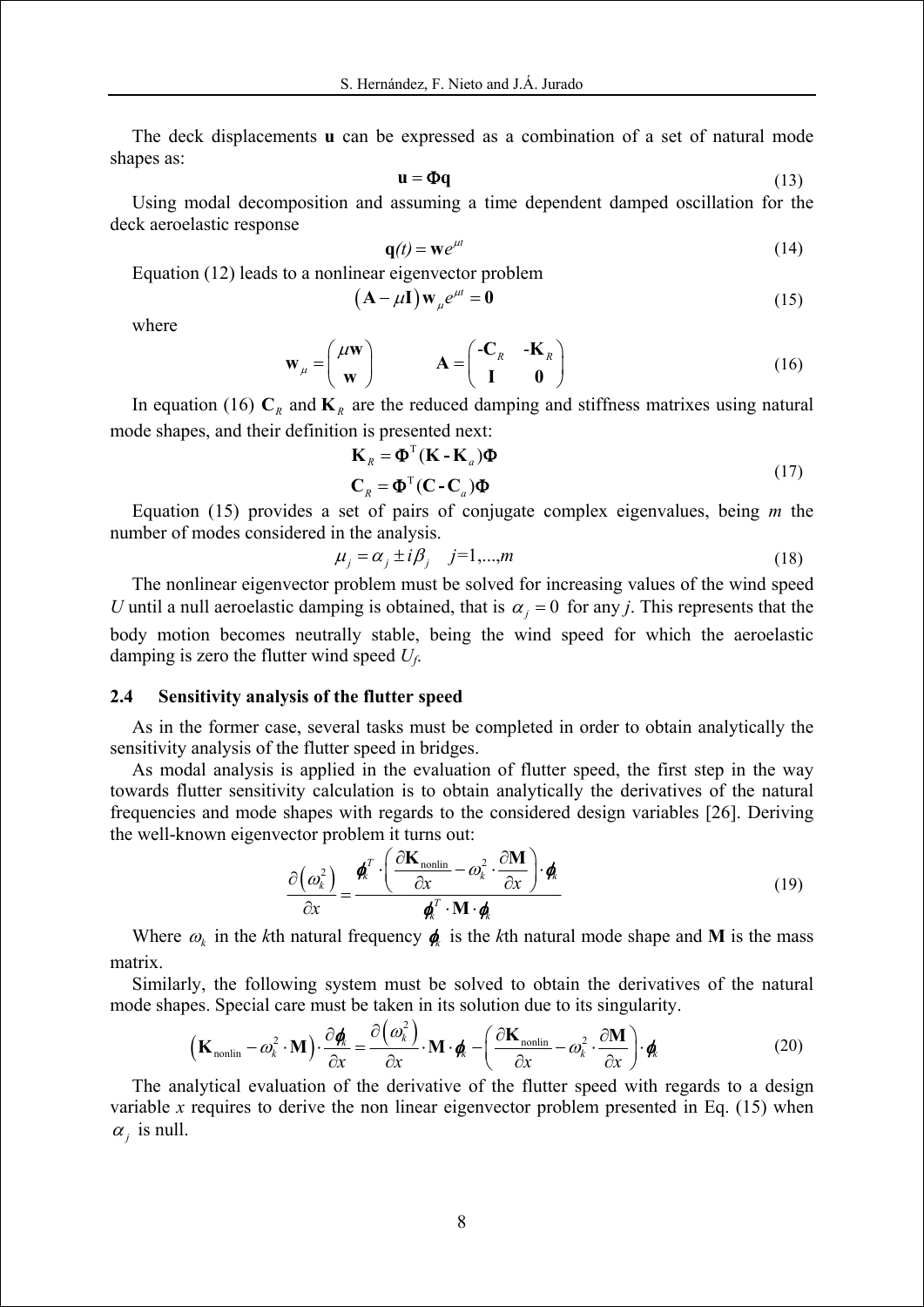The deck displacements $\mathbf{u}$ can be expressed as a combination of a set of natural mode shapes as:

$$\mathbf{u} = \mathbf{\Phi q} \tag{13}$$

Using modal decomposition and assuming a time dependent damped oscillation for the deck aeroelastic response

$$\mathbf{q}(t) = \mathbf{w}e^{\mu t} \tag{14}$$

Equation (12) leads to a nonlinear eigenvector problem

$$\left(\mathbf{A} - \mu \mathbf{I}\right)\mathbf{w}_{\mu} e^{\mu t} = \mathbf{0} \tag{15}$$

where

$$\mathbf{w}_{\mu} = \begin{pmatrix} \mu \mathbf{w} \\ \mathbf{w} \end{pmatrix} \qquad \mathbf{A} = \begin{pmatrix} -\mathbf{C}_R & -\mathbf{K}_R \\ \mathbf{I} & \mathbf{0} \end{pmatrix} \tag{16}$$

In equation (16) $\mathbf{C}_R$ and $\mathbf{K}_R$ are the reduced damping and stiffness matrixes using natural mode shapes, and their definition is presented next:

$$\begin{aligned} \mathbf{K}_R &= \mathbf{\Phi}^{\mathrm{T}}(\mathbf{K} - \mathbf{K}_a)\mathbf{\Phi} \\ \mathbf{C}_R &= \mathbf{\Phi}^{\mathrm{T}}(\mathbf{C} - \mathbf{C}_a)\mathbf{\Phi} \end{aligned} \tag{17}$$

Equation (15) provides a set of pairs of conjugate complex eigenvalues, being $m$ the number of modes considered in the analysis.

$$\mu_j = \alpha_j \pm i\beta_j \quad j = 1,...,m \tag{18}$$

The nonlinear eigenvector problem must be solved for increasing values of the wind speed $U$ until a null aeroelastic damping is obtained, that is $\alpha_j = 0$ for any $j$. This represents that the body motion becomes neutrally stable, being the wind speed for which the aeroelastic damping is zero the flutter wind speed $U_f$.

### 2.4 Sensitivity analysis of the flutter speed

As in the former case, several tasks must be completed in order to obtain analytically the sensitivity analysis of the flutter speed in bridges.

As modal analysis is applied in the evaluation of flutter speed, the first step in the way towards flutter sensitivity calculation is to obtain analytically the derivatives of the natural frequencies and mode shapes with regards to the considered design variables [26]. Deriving the well-known eigenvector problem it turns out:

$$\frac{\partial\left(\omega_k^2\right)}{\partial x} = \frac{\boldsymbol{\varphi}_k^T \cdot \left(\dfrac{\partial \mathbf{K}_{\text{nonlin}}}{\partial x} - \omega_k^2 \cdot \dfrac{\partial \mathbf{M}}{\partial x}\right) \cdot \boldsymbol{\varphi}_k}{\boldsymbol{\varphi}_k^T \cdot \mathbf{M} \cdot \boldsymbol{\varphi}_k} \tag{19}$$

Where $\omega_k$ in the $k$th natural frequency $\boldsymbol{\varphi}_k$ is the $k$th natural mode shape and $\mathbf{M}$ is the mass matrix.

Similarly, the following system must be solved to obtain the derivatives of the natural mode shapes. Special care must be taken in its solution due to its singularity.

$$\left(\mathbf{K}_{\text{nonlin}} - \omega_k^2 \cdot \mathbf{M}\right) \cdot \frac{\partial \boldsymbol{\varphi}_k}{\partial x} = \frac{\partial\left(\omega_k^2\right)}{\partial x} \cdot \mathbf{M} \cdot \boldsymbol{\varphi}_k - \left(\frac{\partial \mathbf{K}_{\text{nonlin}}}{\partial x} - \omega_k^2 \cdot \frac{\partial \mathbf{M}}{\partial x}\right) \cdot \boldsymbol{\varphi}_k \tag{20}$$

The analytical evaluation of the derivative of the flutter speed with regards to a design variable $x$ requires to derive the non linear eigenvector problem presented in Eq. (15) when $\alpha_j$ is null.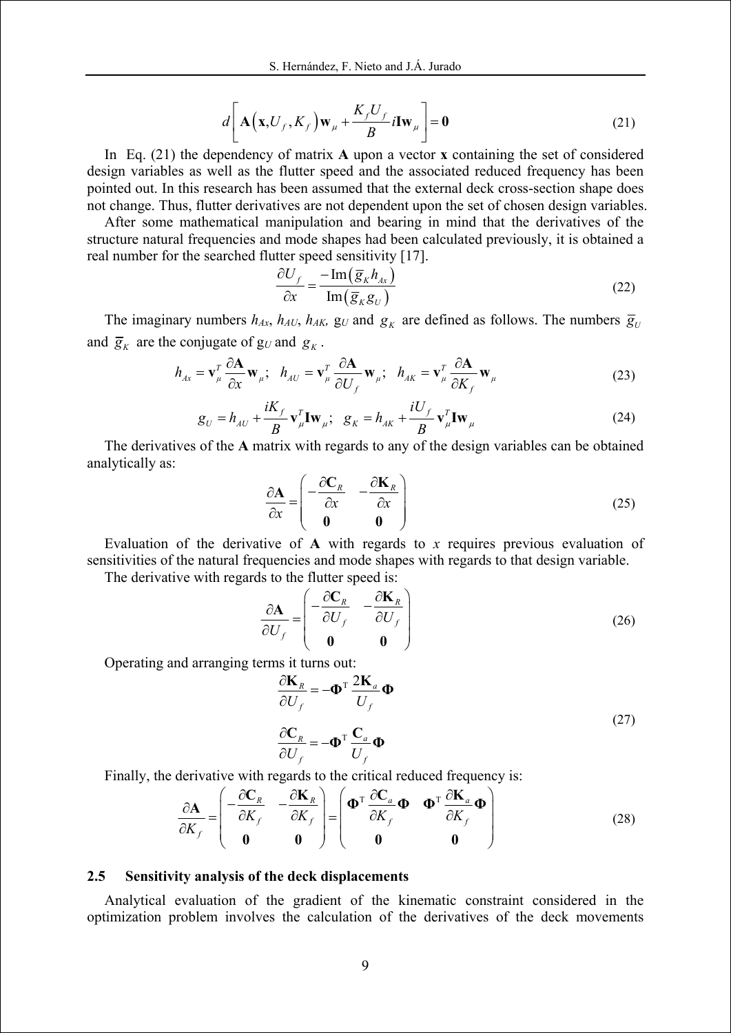$$d\left[\mathbf{A}\left(\mathbf{x},U_f,K_f\right)\mathbf{w}_\mu+\frac{K_fU_f}{B}i\mathbf{I}\mathbf{w}_\mu\right]=\mathbf{0} \tag{21}$$

In Eq. (21) the dependency of matrix **A** upon a vector **x** containing the set of considered design variables as well as the flutter speed and the associated reduced frequency has been pointed out. In this research has been assumed that the external deck cross-section shape does not change. Thus, flutter derivatives are not dependent upon the set of chosen design variables.

After some mathematical manipulation and bearing in mind that the derivatives of the structure natural frequencies and mode shapes had been calculated previously, it is obtained a real number for the searched flutter speed sensitivity [17].

$$\frac{\partial U_f}{\partial x}=\frac{-\operatorname{Im}\left(\overline{g}_K h_{Ax}\right)}{\operatorname{Im}\left(\overline{g}_K g_U\right)} \tag{22}$$

The imaginary numbers $h_{Ax}$, $h_{AU}$, $h_{AK}$, $g_U$ and $g_K$ are defined as follows. The numbers $\overline{g}_U$ and $\overline{g}_K$ are the conjugate of $g_U$ and $g_K$.

$$h_{Ax}=\mathbf{v}_\mu^T\frac{\partial\mathbf{A}}{\partial x}\mathbf{w}_\mu;\quad h_{AU}=\mathbf{v}_\mu^T\frac{\partial\mathbf{A}}{\partial U_f}\mathbf{w}_\mu;\quad h_{AK}=\mathbf{v}_\mu^T\frac{\partial\mathbf{A}}{\partial K_f}\mathbf{w}_\mu \tag{23}$$

$$g_U=h_{AU}+\frac{iK_f}{B}\mathbf{v}_\mu^T\mathbf{I}\mathbf{w}_\mu;\quad g_K=h_{AK}+\frac{iU_f}{B}\mathbf{v}_\mu^T\mathbf{I}\mathbf{w}_\mu \tag{24}$$

The derivatives of the **A** matrix with regards to any of the design variables can be obtained analytically as:

$$\frac{\partial\mathbf{A}}{\partial x}=\begin{pmatrix}-\dfrac{\partial\mathbf{C}_R}{\partial x} & -\dfrac{\partial\mathbf{K}_R}{\partial x}\\ \mathbf{0} & \mathbf{0}\end{pmatrix} \tag{25}$$

Evaluation of the derivative of **A** with regards to $x$ requires previous evaluation of sensitivities of the natural frequencies and mode shapes with regards to that design variable.

The derivative with regards to the flutter speed is:

$$\frac{\partial\mathbf{A}}{\partial U_f}=\begin{pmatrix}-\dfrac{\partial\mathbf{C}_R}{\partial U_f} & -\dfrac{\partial\mathbf{K}_R}{\partial U_f}\\ \mathbf{0} & \mathbf{0}\end{pmatrix} \tag{26}$$

Operating and arranging terms it turns out:

$$\frac{\partial\mathbf{K}_R}{\partial U_f}=-\mathbf{\Phi}^{\mathrm{T}}\frac{2\mathbf{K}_a}{U_f}\mathbf{\Phi}$$

$$\frac{\partial\mathbf{C}_R}{\partial U_f}=-\mathbf{\Phi}^{\mathrm{T}}\frac{\mathbf{C}_a}{U_f}\mathbf{\Phi} \tag{27}$$

Finally, the derivative with regards to the critical reduced frequency is:

$$\frac{\partial\mathbf{A}}{\partial K_f}=\begin{pmatrix}-\dfrac{\partial\mathbf{C}_R}{\partial K_f} & -\dfrac{\partial\mathbf{K}_R}{\partial K_f}\\ \mathbf{0} & \mathbf{0}\end{pmatrix}=\begin{pmatrix}\mathbf{\Phi}^{\mathrm{T}}\dfrac{\partial\mathbf{C}_a}{\partial K_f}\mathbf{\Phi} & \mathbf{\Phi}^{\mathrm{T}}\dfrac{\partial\mathbf{K}_a}{\partial K_f}\mathbf{\Phi}\\ \mathbf{0} & \mathbf{0}\end{pmatrix} \tag{28}$$

## 2.5 Sensitivity analysis of the deck displacements

Analytical evaluation of the gradient of the kinematic constraint considered in the optimization problem involves the calculation of the derivatives of the deck movements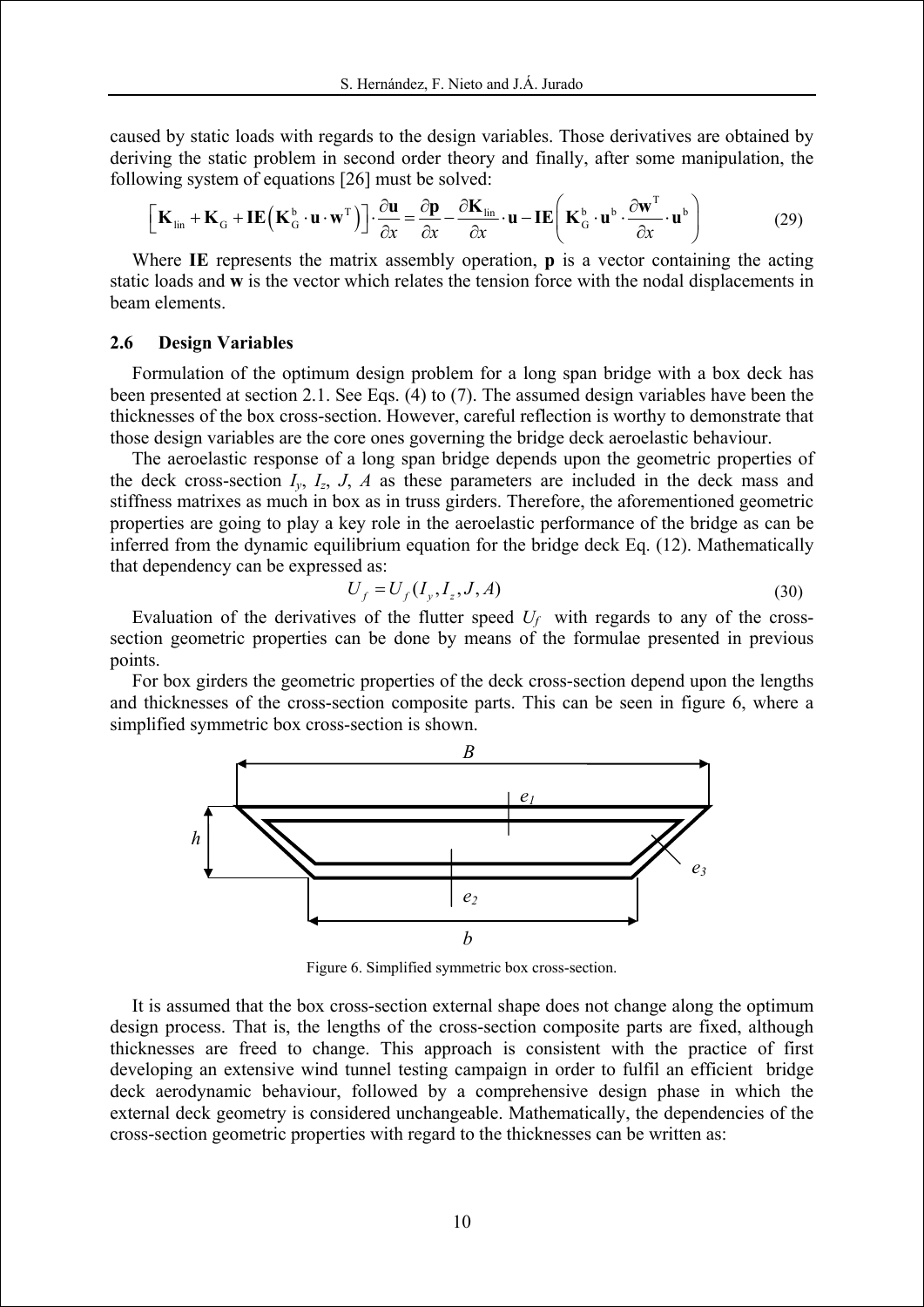caused by static loads with regards to the design variables. Those derivatives are obtained by deriving the static problem in second order theory and finally, after some manipulation, the following system of equations [26] must be solved:

$$\left[\mathbf{K}_{\text{lin}} + \mathbf{K}_{\text{G}} + \mathbf{IE}\left(\mathbf{K}_{\text{G}}^{\text{b}} \cdot \mathbf{u} \cdot \mathbf{w}^{\text{T}}\right)\right] \cdot \frac{\partial \mathbf{u}}{\partial x} = \frac{\partial \mathbf{p}}{\partial x} - \frac{\partial \mathbf{K}_{\text{lin}}}{\partial x} \cdot \mathbf{u} - \mathbf{IE}\left(\mathbf{K}_{\text{G}}^{\text{b}} \cdot \mathbf{u}^{\text{b}} \cdot \frac{\partial \mathbf{w}^{\text{T}}}{\partial x} \cdot \mathbf{u}^{\text{b}}\right) \tag{29}$$

Where **IE** represents the matrix assembly operation, **p** is a vector containing the acting static loads and **w** is the vector which relates the tension force with the nodal displacements in beam elements.

### 2.6 Design Variables

Formulation of the optimum design problem for a long span bridge with a box deck has been presented at section 2.1. See Eqs. (4) to (7). The assumed design variables have been the thicknesses of the box cross-section. However, careful reflection is worthy to demonstrate that those design variables are the core ones governing the bridge deck aeroelastic behaviour.

The aeroelastic response of a long span bridge depends upon the geometric properties of the deck cross-section $I_y$, $I_z$, $J$, $A$ as these parameters are included in the deck mass and stiffness matrixes as much in box as in truss girders. Therefore, the aforementioned geometric properties are going to play a key role in the aeroelastic performance of the bridge as can be inferred from the dynamic equilibrium equation for the bridge deck Eq. (12). Mathematically that dependency can be expressed as:

$$U_f = U_f(I_y, I_z, J, A) \tag{30}$$

Evaluation of the derivatives of the flutter speed $U_f$ with regards to any of the cross-section geometric properties can be done by means of the formulae presented in previous points.

For box girders the geometric properties of the deck cross-section depend upon the lengths and thicknesses of the cross-section composite parts. This can be seen in figure 6, where a simplified symmetric box cross-section is shown.

Figure 6. Simplified symmetric box cross-section.

It is assumed that the box cross-section external shape does not change along the optimum design process. That is, the lengths of the cross-section composite parts are fixed, although thicknesses are freed to change. This approach is consistent with the practice of first developing an extensive wind tunnel testing campaign in order to fulfil an efficient bridge deck aerodynamic behaviour, followed by a comprehensive design phase in which the external deck geometry is considered unchangeable. Mathematically, the dependencies of the cross-section geometric properties with regard to the thicknesses can be written as: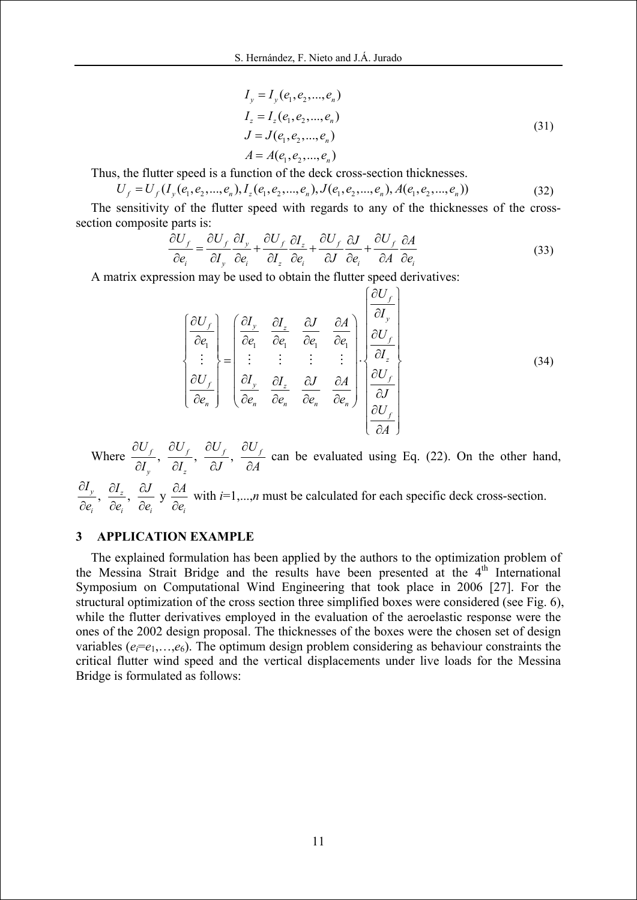$$
\begin{aligned}
I_y &= I_y(e_1, e_2, ..., e_n) \\
I_z &= I_z(e_1, e_2, ..., e_n) \\
J &= J(e_1, e_2, ..., e_n) \\
A &= A(e_1, e_2, ..., e_n)
\end{aligned}
\tag{31}
$$

Thus, the flutter speed is a function of the deck cross-section thicknesses.

$$
U_f = U_f(I_y(e_1, e_2, ..., e_n), I_z(e_1, e_2, ..., e_n), J(e_1, e_2, ..., e_n), A(e_1, e_2, ..., e_n))
\tag{32}
$$

The sensitivity of the flutter speed with regards to any of the thicknesses of the cross-section composite parts is:

$$
\frac{\partial U_f}{\partial e_i} = \frac{\partial U_f}{\partial I_y}\frac{\partial I_y}{\partial e_i} + \frac{\partial U_f}{\partial I_z}\frac{\partial I_z}{\partial e_i} + \frac{\partial U_f}{\partial J}\frac{\partial J}{\partial e_i} + \frac{\partial U_f}{\partial A}\frac{\partial A}{\partial e_i}
\tag{33}
$$

A matrix expression may be used to obtain the flutter speed derivatives:

$$
\begin{Bmatrix} \dfrac{\partial U_f}{\partial e_1} \\ \vdots \\ \dfrac{\partial U_f}{\partial e_n} \end{Bmatrix} = \begin{pmatrix} \dfrac{\partial I_y}{\partial e_1} & \dfrac{\partial I_z}{\partial e_1} & \dfrac{\partial J}{\partial e_1} & \dfrac{\partial A}{\partial e_1} \\ \vdots & \vdots & \vdots & \vdots \\ \dfrac{\partial I_y}{\partial e_n} & \dfrac{\partial I_z}{\partial e_n} & \dfrac{\partial J}{\partial e_n} & \dfrac{\partial A}{\partial e_n} \end{pmatrix} \cdot \begin{Bmatrix} \dfrac{\partial U_f}{\partial I_y} \\ \dfrac{\partial U_f}{\partial I_z} \\ \dfrac{\partial U_f}{\partial J} \\ \dfrac{\partial U_f}{\partial A} \end{Bmatrix}
\tag{34}
$$

Where $\dfrac{\partial U_f}{\partial I_y}$, $\dfrac{\partial U_f}{\partial I_z}$, $\dfrac{\partial U_f}{\partial J}$, $\dfrac{\partial U_f}{\partial A}$ can be evaluated using Eq. (22). On the other hand, $\dfrac{\partial I_y}{\partial e_i}$, $\dfrac{\partial I_z}{\partial e_i}$, $\dfrac{\partial J}{\partial e_i}$ y $\dfrac{\partial A}{\partial e_i}$ with $i$=1,...,$n$ must be calculated for each specific deck cross-section.

## 3 APPLICATION EXAMPLE

The explained formulation has been applied by the authors to the optimization problem of the Messina Strait Bridge and the results have been presented at the 4th International Symposium on Computational Wind Engineering that took place in 2006 [27]. For the structural optimization of the cross section three simplified boxes were considered (see Fig. 6), while the flutter derivatives employed in the evaluation of the aeroelastic response were the ones of the 2002 design proposal. The thicknesses of the boxes were the chosen set of design variables ($e_i$=$e_1$,…,$e_6$). The optimum design problem considering as behaviour constraints the critical flutter wind speed and the vertical displacements under live loads for the Messina Bridge is formulated as follows: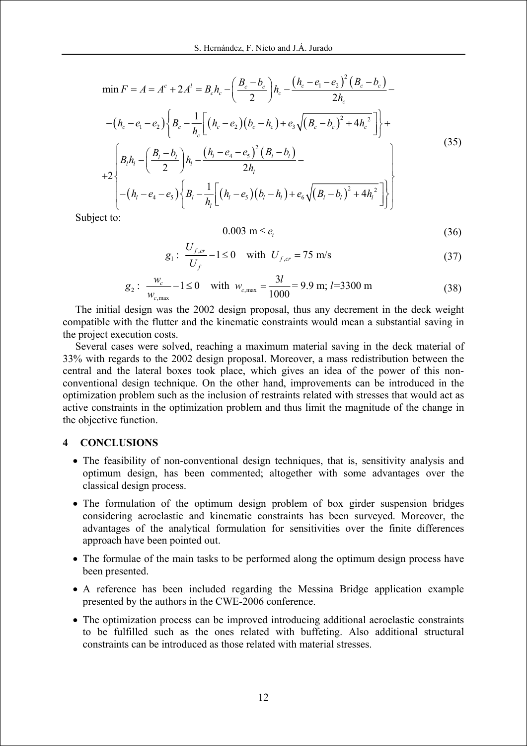$$
\begin{aligned}
\min F = A = A^c + 2A^l = B_c h_c - \left(\frac{B_c - b_c}{2}\right) h_c - \frac{\left(h_c - e_1 - e_2\right)^2 \left(B_c - b_c\right)}{2h_c} - \\
-\left(h_c - e_1 - e_2\right)\left\{B_c - \frac{1}{h_c}\left[\left(h_c - e_2\right)\left(b_c - h_c\right) + e_3\sqrt{\left(B_c - b_c\right)^2 + 4h_c^{\,2}}\right]\right\} + \\
+2\left\{\begin{array}{l}
B_l h_l - \left(\dfrac{B_l - b_l}{2}\right) h_l - \dfrac{\left(h_l - e_4 - e_5\right)^2 \left(B_l - b_l\right)}{2h_l} - \\
-\left(h_l - e_4 - e_5\right)\left\{B_l - \dfrac{1}{h_l}\left[\left(h_l - e_5\right)\left(b_l - h_l\right) + e_6\sqrt{\left(B_l - b_l\right)^2 + 4h_l^{\,2}}\right]\right\}
\end{array}\right\}
\end{aligned}
\tag{35}
$$

Subject to:

$$
0.003 \text{ m} \le e_i \tag{36}
$$

$$
g_1 : \; \frac{U_{f,cr}}{U_f} - 1 \le 0 \quad \text{with } U_{f,cr} = 75 \text{ m/s} \tag{37}
$$

$$
g_2 : \; \frac{w_c}{w_{c,\max}} - 1 \le 0 \quad \text{with } w_{c,\max} = \frac{3l}{1000} = 9.9 \text{ m; } l\text{=3300 m} \tag{38}
$$

The initial design was the 2002 design proposal, thus any decrement in the deck weight compatible with the flutter and the kinematic constraints would mean a substantial saving in the project execution costs.

Several cases were solved, reaching a maximum material saving in the deck material of 33% with regards to the 2002 design proposal. Moreover, a mass redistribution between the central and the lateral boxes took place, which gives an idea of the power of this non-conventional design technique. On the other hand, improvements can be introduced in the optimization problem such as the inclusion of restraints related with stresses that would act as active constraints in the optimization problem and thus limit the magnitude of the change in the objective function.

## 4 CONCLUSIONS

- The feasibility of non-conventional design techniques, that is, sensitivity analysis and optimum design, has been commented; altogether with some advantages over the classical design process.
- The formulation of the optimum design problem of box girder suspension bridges considering aeroelastic and kinematic constraints has been surveyed. Moreover, the advantages of the analytical formulation for sensitivities over the finite differences approach have been pointed out.
- The formulae of the main tasks to be performed along the optimum design process have been presented.
- A reference has been included regarding the Messina Bridge application example presented by the authors in the CWE-2006 conference.
- The optimization process can be improved introducing additional aeroelastic constraints to be fulfilled such as the ones related with buffeting. Also additional structural constraints can be introduced as those related with material stresses.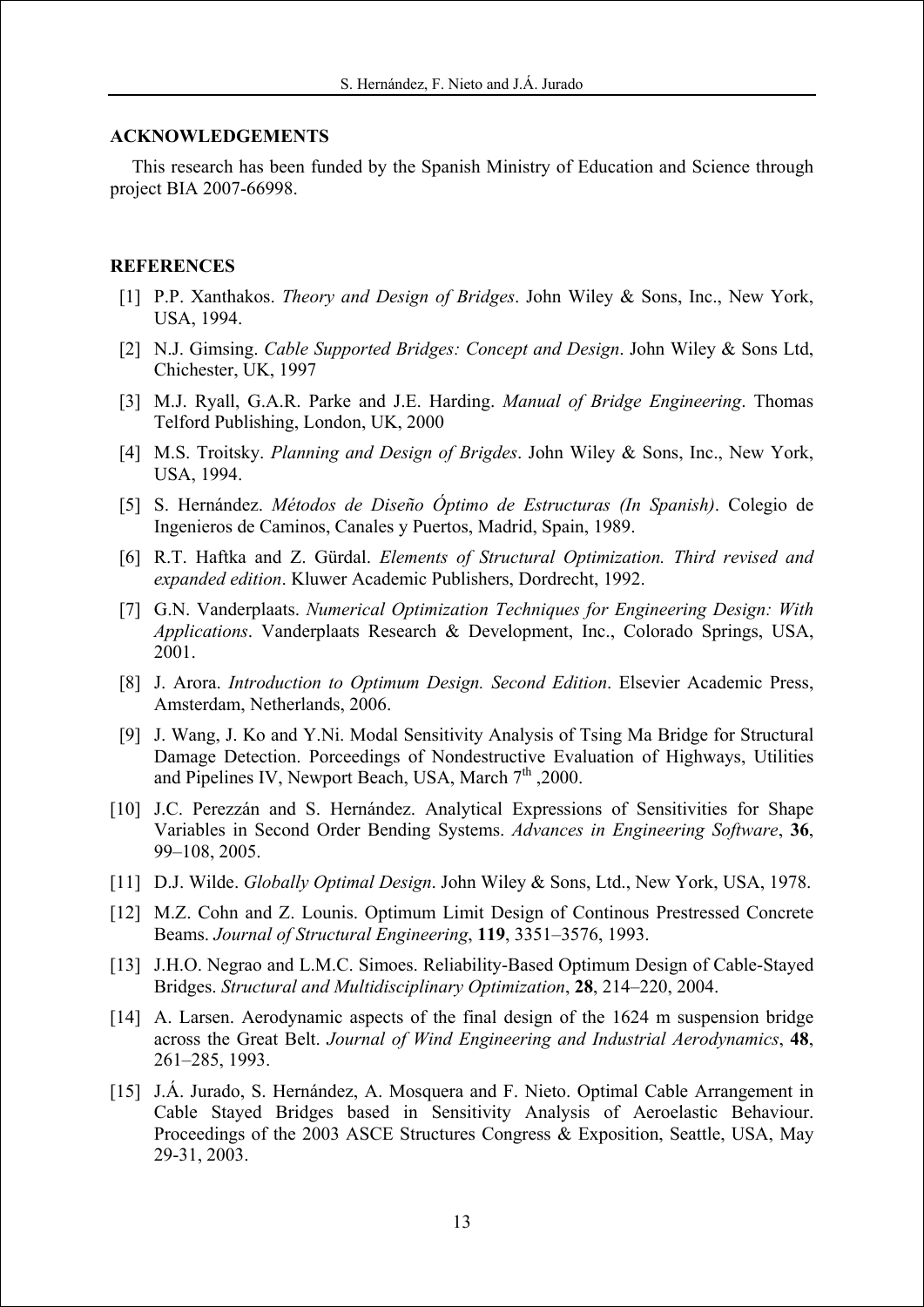## ACKNOWLEDGEMENTS

This research has been funded by the Spanish Ministry of Education and Science through project BIA 2007-66998.

## REFERENCES

[1] P.P. Xanthakos. *Theory and Design of Bridges*. John Wiley & Sons, Inc., New York, USA, 1994.

[2] N.J. Gimsing. *Cable Supported Bridges: Concept and Design*. John Wiley & Sons Ltd, Chichester, UK, 1997

[3] M.J. Ryall, G.A.R. Parke and J.E. Harding. *Manual of Bridge Engineering*. Thomas Telford Publishing, London, UK, 2000

[4] M.S. Troitsky. *Planning and Design of Brigdes*. John Wiley & Sons, Inc., New York, USA, 1994.

[5] S. Hernández. *Métodos de Diseño Óptimo de Estructuras (In Spanish)*. Colegio de Ingenieros de Caminos, Canales y Puertos, Madrid, Spain, 1989.

[6] R.T. Haftka and Z. Gürdal. *Elements of Structural Optimization. Third revised and expanded edition*. Kluwer Academic Publishers, Dordrecht, 1992.

[7] G.N. Vanderplaats. *Numerical Optimization Techniques for Engineering Design: With Applications*. Vanderplaats Research & Development, Inc., Colorado Springs, USA, 2001.

[8] J. Arora. *Introduction to Optimum Design. Second Edition*. Elsevier Academic Press, Amsterdam, Netherlands, 2006.

[9] J. Wang, J. Ko and Y.Ni. Modal Sensitivity Analysis of Tsing Ma Bridge for Structural Damage Detection. Porceedings of Nondestructive Evaluation of Highways, Utilities and Pipelines IV, Newport Beach, USA, March 7th ,2000.

[10] J.C. Perezzán and S. Hernández. Analytical Expressions of Sensitivities for Shape Variables in Second Order Bending Systems. *Advances in Engineering Software*, **36**, 99–108, 2005.

[11] D.J. Wilde. *Globally Optimal Design*. John Wiley & Sons, Ltd., New York, USA, 1978.

[12] M.Z. Cohn and Z. Lounis. Optimum Limit Design of Continous Prestressed Concrete Beams. *Journal of Structural Engineering*, **119**, 3351–3576, 1993.

[13] J.H.O. Negrao and L.M.C. Simoes. Reliability-Based Optimum Design of Cable-Stayed Bridges. *Structural and Multidisciplinary Optimization*, **28**, 214–220, 2004.

[14] A. Larsen. Aerodynamic aspects of the final design of the 1624 m suspension bridge across the Great Belt. *Journal of Wind Engineering and Industrial Aerodynamics*, **48**, 261–285, 1993.

[15] J.Á. Jurado, S. Hernández, A. Mosquera and F. Nieto. Optimal Cable Arrangement in Cable Stayed Bridges based in Sensitivity Analysis of Aeroelastic Behaviour. Proceedings of the 2003 ASCE Structures Congress & Exposition, Seattle, USA, May 29-31, 2003.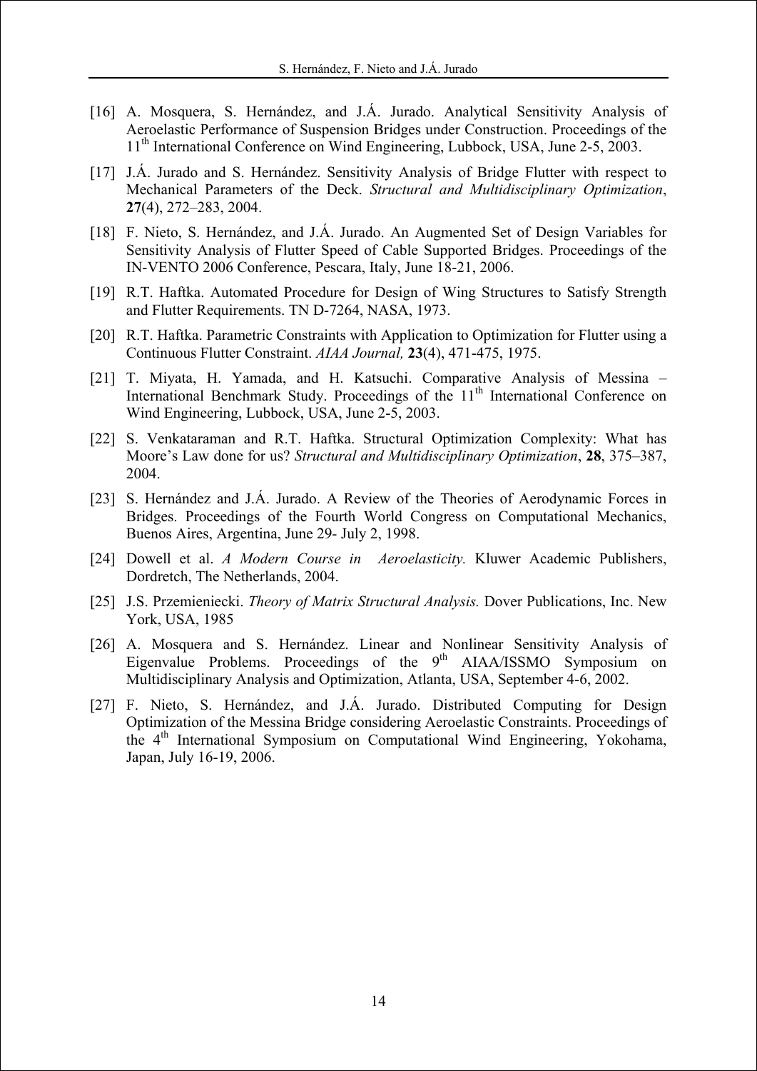[16] A. Mosquera, S. Hernández, and J.Á. Jurado. Analytical Sensitivity Analysis of Aeroelastic Performance of Suspension Bridges under Construction. Proceedings of the 11th International Conference on Wind Engineering, Lubbock, USA, June 2-5, 2003.

[17] J.Á. Jurado and S. Hernández. Sensitivity Analysis of Bridge Flutter with respect to Mechanical Parameters of the Deck. *Structural and Multidisciplinary Optimization*, **27**(4), 272–283, 2004.

[18] F. Nieto, S. Hernández, and J.Á. Jurado. An Augmented Set of Design Variables for Sensitivity Analysis of Flutter Speed of Cable Supported Bridges. Proceedings of the IN-VENTO 2006 Conference, Pescara, Italy, June 18-21, 2006.

[19] R.T. Haftka. Automated Procedure for Design of Wing Structures to Satisfy Strength and Flutter Requirements. TN D-7264, NASA, 1973.

[20] R.T. Haftka. Parametric Constraints with Application to Optimization for Flutter using a Continuous Flutter Constraint. *AIAA Journal,* **23**(4), 471-475, 1975.

[21] T. Miyata, H. Yamada, and H. Katsuchi. Comparative Analysis of Messina – International Benchmark Study. Proceedings of the 11th International Conference on Wind Engineering, Lubbock, USA, June 2-5, 2003.

[22] S. Venkataraman and R.T. Haftka. Structural Optimization Complexity: What has Moore's Law done for us? *Structural and Multidisciplinary Optimization*, **28**, 375–387, 2004.

[23] S. Hernández and J.Á. Jurado. A Review of the Theories of Aerodynamic Forces in Bridges. Proceedings of the Fourth World Congress on Computational Mechanics, Buenos Aires, Argentina, June 29- July 2, 1998.

[24] Dowell et al. *A Modern Course in Aeroelasticity.* Kluwer Academic Publishers, Dordretch, The Netherlands, 2004.

[25] J.S. Przemieniecki. *Theory of Matrix Structural Analysis.* Dover Publications, Inc. New York, USA, 1985

[26] A. Mosquera and S. Hernández. Linear and Nonlinear Sensitivity Analysis of Eigenvalue Problems. Proceedings of the 9th AIAA/ISSMO Symposium on Multidisciplinary Analysis and Optimization, Atlanta, USA, September 4-6, 2002.

[27] F. Nieto, S. Hernández, and J.Á. Jurado. Distributed Computing for Design Optimization of the Messina Bridge considering Aeroelastic Constraints. Proceedings of the 4th International Symposium on Computational Wind Engineering, Yokohama, Japan, July 16-19, 2006.